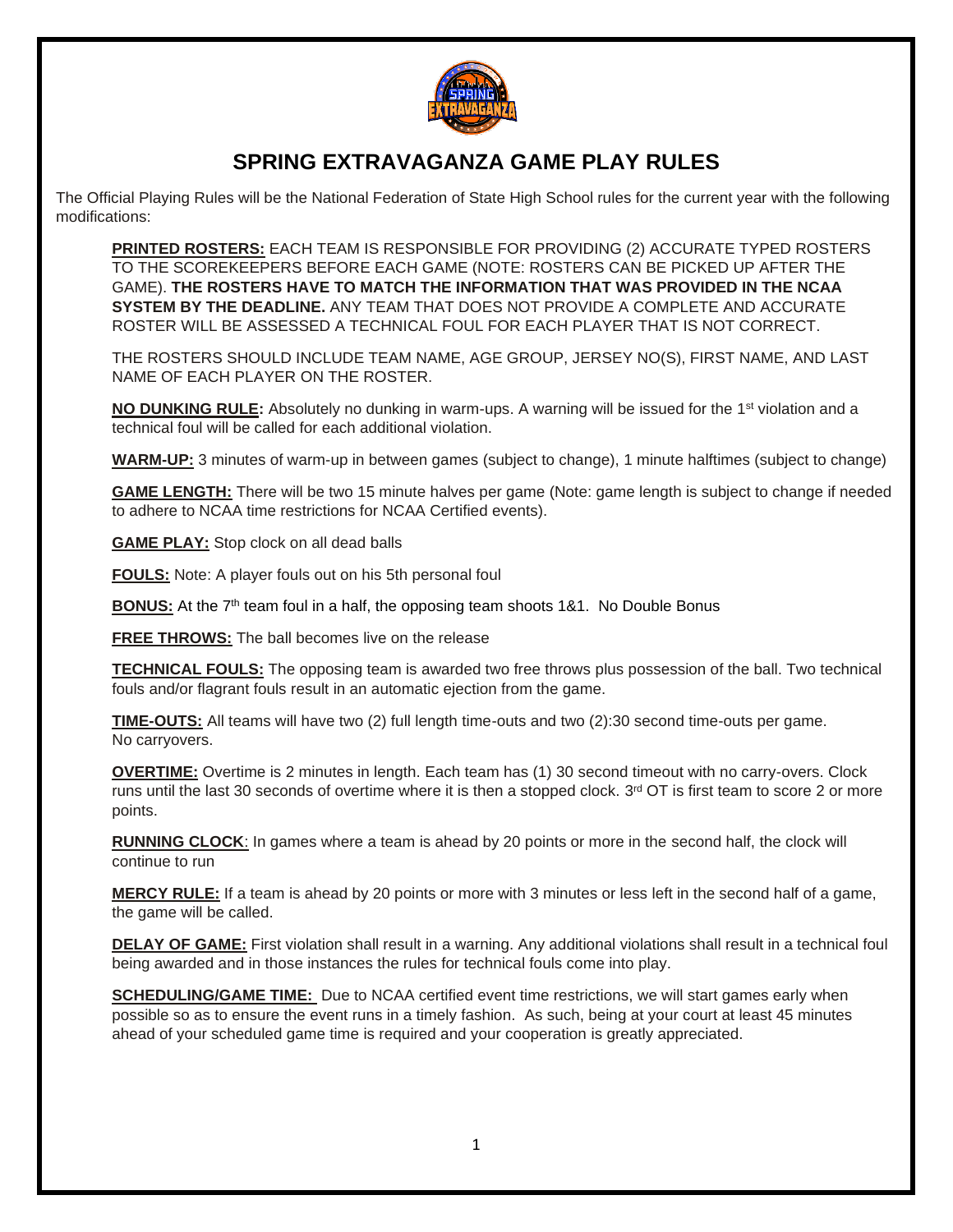# SPRING EXTRAVAGANZA GAME PLAY RULES

The Official Playing Rules will be the National Federation of State High School rules for the current year with the following modifications:

**PRINTED ROSTERS:** EACH TEAM IS RESPONSIBLE FOR PROVIDING (2) ACCURATE TYPED ROSTERS TO THE SCOREKEEPERS BEFORE EACH GAME (NOTE: ROSTERS CAN BE PICKED UP AFTER THE GAME). **THE ROSTERS HAVE TO MATCH THE INFORMATION THAT WAS PROVIDED IN THE NCAA SYSTEM BY THE DEADLINE.** ANY TEAM THAT DOES NOT PROVIDE A COMPLETE AND ACCURATE ROSTER WILL BE ASSESSED A TECHNICAL FOUL FOR EACH PLAYER THAT IS NOT CORRECT.

THE ROSTERS SHOULD INCLUDE TEAM NAME, AGE GROUP, JERSEY NO(S), FIRST NAME, AND LAST NAME OF EACH PLAYER ON THE ROSTER.

**NO DUNKING RULE:** Absolutely no dunking in warm-ups. A warning will be issued for the 1st violation and a technical foul will be called for each additional violation.

**WARM-UP:** 3 minutes of warm-up in between games (subject to change), 1 minute halftimes (subject to change)

**GAME LENGTH:** There will be two 15 minute halves per game (Note: game length is subject to change if needed to adhere to NCAA time restrictions for NCAA Certified events).

**GAME PLAY:** Stop clock on all dead balls

**FOULS:** Note: A player fouls out on his 5th personal foul

**BONUS:** At the 7th team foul in a half, the opposing team shoots 1&1. No Double Bonus

**FREE THROWS:** The ball becomes live on the release

**TECHNICAL FOULS:** The opposing team is awarded two free throws plus possession of the ball. Two technical fouls and/or flagrant fouls result in an automatic ejection from the game.

**TIME-OUTS:** All teams will have two (2) full length time-outs and two (2):30 second time-outs per game. No carryovers.

**OVERTIME:** Overtime is 2 minutes in length. Each team has (1) 30 second timeout with no carry-overs. Clock runs until the last 30 seconds of overtime where it is then a stopped clock. 3rd OT is first team to score 2 or more points.

**RUNNING CLOCK**: In games where a team is ahead by 20 points or more in the second half, the clock will continue to run

**MERCY RULE:** If a team is ahead by 20 points or more with 3 minutes or less left in the second half of a game, the game will be called.

**DELAY OF GAME:** First violation shall result in a warning. Any additional violations shall result in a technical foul being awarded and in those instances the rules for technical fouls come into play.

**SCHEDULING/GAME TIME:** Due to NCAA certified event time restrictions, we will start games early when possible so as to ensure the event runs in a timely fashion. As such, being at your court at least 45 minutes ahead of your scheduled game time is required and your cooperation is greatly appreciated.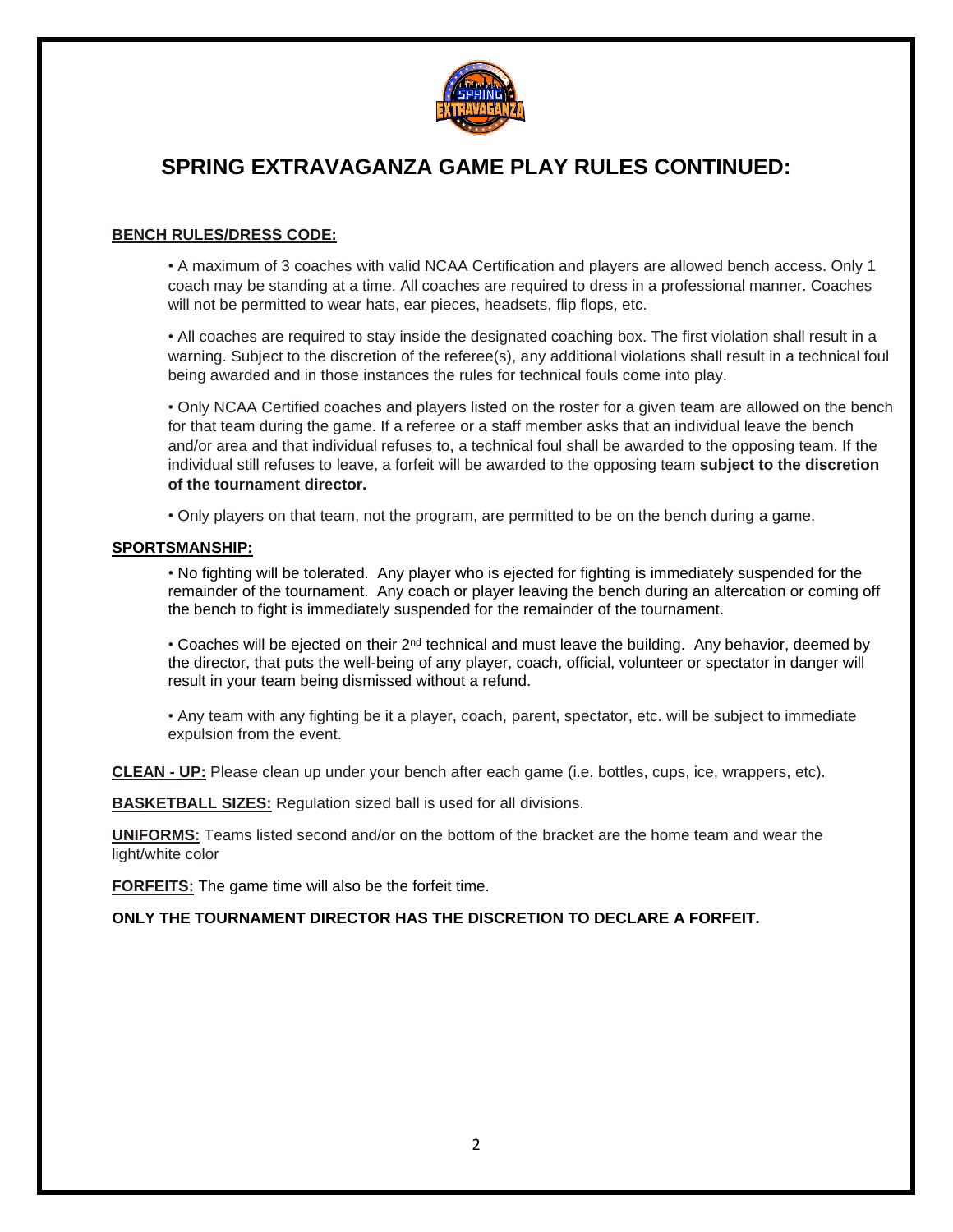# SPRING EXTRAVAGANZA GAME PLAY RULES CONTINUED:

**BENCH RULES/DRESS CODE:**

• A maximum of 3 coaches with valid NCAA Certification and players are allowed bench access. Only 1 coach may be standing at a time. All coaches are required to dress in a professional manner. Coaches will not be permitted to wear hats, ear pieces, headsets, flip flops, etc.

• All coaches are required to stay inside the designated coaching box. The first violation shall result in a warning. Subject to the discretion of the referee(s), any additional violations shall result in a technical foul being awarded and in those instances the rules for technical fouls come into play.

• Only NCAA Certified coaches and players listed on the roster for a given team are allowed on the bench for that team during the game. If a referee or a staff member asks that an individual leave the bench and/or area and that individual refuses to, a technical foul shall be awarded to the opposing team. If the individual still refuses to leave, a forfeit will be awarded to the opposing team **subject to the discretion of the tournament director.**

• Only players on that team, not the program, are permitted to be on the bench during a game.

**SPORTSMANSHIP:**

• No fighting will be tolerated. Any player who is ejected for fighting is immediately suspended for the remainder of the tournament. Any coach or player leaving the bench during an altercation or coming off the bench to fight is immediately suspended for the remainder of the tournament.

• Coaches will be ejected on their 2nd technical and must leave the building. Any behavior, deemed by the director, that puts the well-being of any player, coach, official, volunteer or spectator in danger will result in your team being dismissed without a refund.

• Any team with any fighting be it a player, coach, parent, spectator, etc. will be subject to immediate expulsion from the event.

**CLEAN - UP:** Please clean up under your bench after each game (i.e. bottles, cups, ice, wrappers, etc).

**BASKETBALL SIZES:** Regulation sized ball is used for all divisions.

**UNIFORMS:** Teams listed second and/or on the bottom of the bracket are the home team and wear the light/white color

**FORFEITS:** The game time will also be the forfeit time.

**ONLY THE TOURNAMENT DIRECTOR HAS THE DISCRETION TO DECLARE A FORFEIT.**